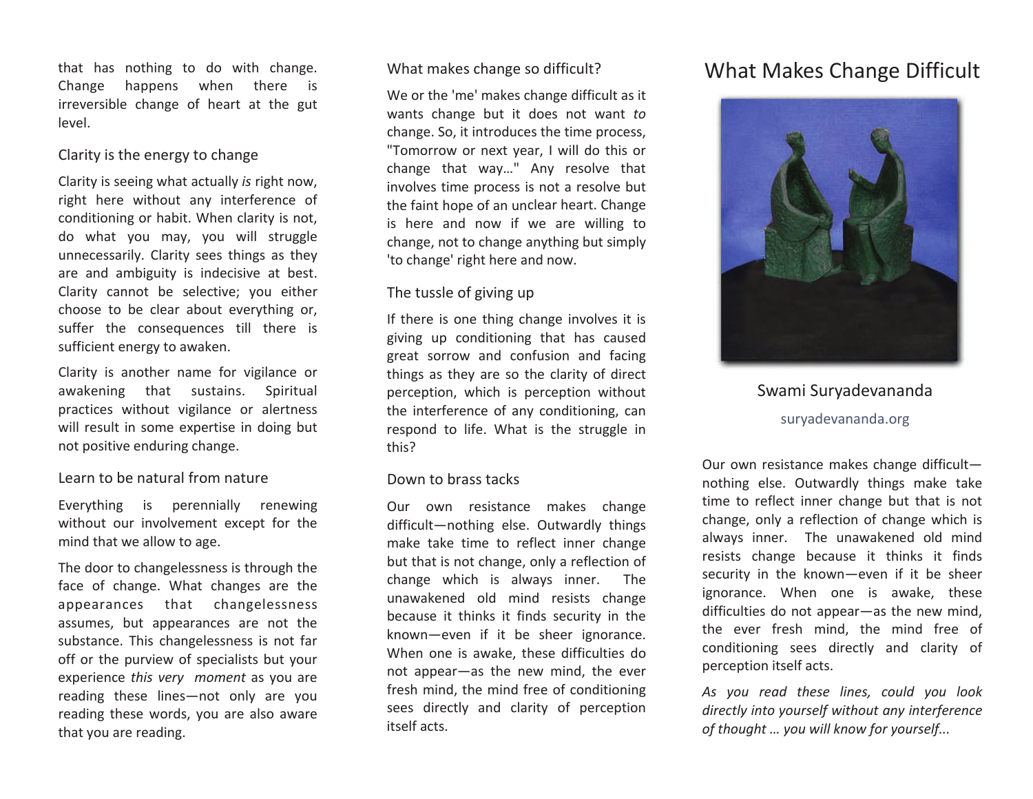that has nothing to do with change. Change happens when there is irreversible change of heart at the gut level.

### Clarity is the energy to change

Clarity is seeing what actually *is* right now, right here without any interference of conditioning or habit. When clarity is not, do what you may, you will struggle unnecessarily. Clarity sees things as they are and ambiguity is indecisive at best. Clarity cannot be selective; you either choose to be clear about everything or, suffer the consequences till there is sufficient energy to awaken.

Clarity is another name for vigilance or awakening that sustains. Spiritual practices without vigilance or alertness will result in some expertise in doing but not positive enduring change.

### Learn to be natural from nature

Everything is perennially renewing without our involvement except for the mind that we allow to age.

The door to changelessness is through the face of change. What changes are the appearances that changelessness assumes, but appearances are not the substance. This changelessness is not far off or the purview of specialists but your experience *this very moment* as you are reading these lines—not only are you reading these words, you are also aware that you are reading.

### What makes change so difficult?

We or the 'me' makes change difficult as it wants change but it does not want *to* change. So, it introduces the time process, "Tomorrow or next year, I will do this or change that way…" Any resolve that involves time process is not a resolve but the faint hope of an unclear heart. Change is here and now if we are willing to change, not to change anything but simply 'to change' right here and now.

### The tussle of giving up

If there is one thing change involves it is giving up conditioning that has caused great sorrow and confusion and facing things as they are so the clarity of direct perception, which is perception without the interference of any conditioning, can respond to life. What is the struggle in this?

### Down to brass tacks

Our own resistance makes change difficult—nothing else. Outwardly things make take time to reflect inner change but that is not change, only a reflection of change which is always inner. The unawakened old mind resists change because it thinks it finds security in the known—even if it be sheer ignorance. When one is awake, these difficulties do not appear—as the new mind, the ever fresh mind, the mind free of conditioning sees directly and clarity of perception itself acts.

# What Makes Change Difficult

Swami Suryadevananda

suryadevananda.org

Our own resistance makes change difficult—nothing else. Outwardly things make take time to reflect inner change but that is not change, only a reflection of change which is always inner. The unawakened old mind resists change because it thinks it finds security in the known—even if it be sheer ignorance. When one is awake, these difficulties do not appear—as the new mind, the ever fresh mind, the mind free of conditioning sees directly and clarity of perception itself acts.

*As you read these lines, could you look directly into yourself without any interference of thought … you will know for yourself...*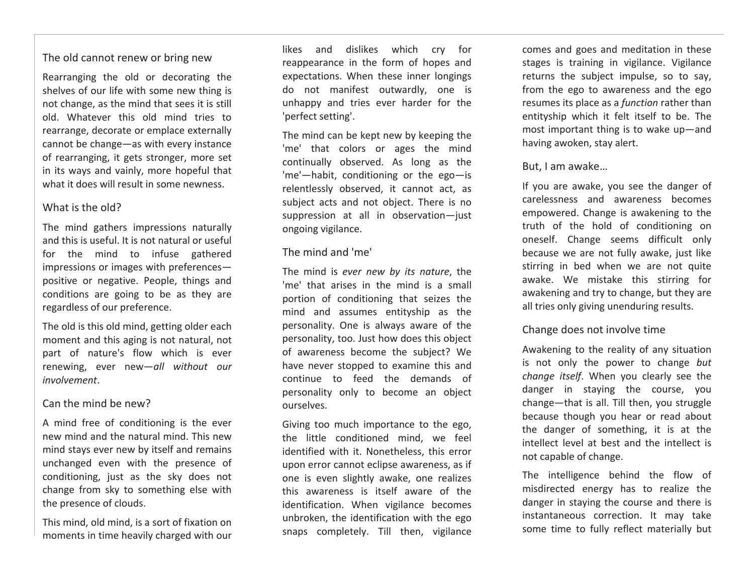## The old cannot renew or bring new

Rearranging the old or decorating the shelves of our life with some new thing is not change, as the mind that sees it is still old. Whatever this old mind tries to rearrange, decorate or emplace externally cannot be change—as with every instance of rearranging, it gets stronger, more set in its ways and vainly, more hopeful that what it does will result in some newness.

## What is the old?

The mind gathers impressions naturally and this is useful. It is not natural or useful for the mind to infuse gathered impressions or images with preferences—positive or negative. People, things and conditions are going to be as they are regardless of our preference.

The old is this old mind, getting older each moment and this aging is not natural, not part of nature's flow which is ever renewing, ever new—*all without our involvement*.

## Can the mind be new?

A mind free of conditioning is the ever new mind and the natural mind. This new mind stays ever new by itself and remains unchanged even with the presence of conditioning, just as the sky does not change from sky to something else with the presence of clouds.

This mind, old mind, is a sort of fixation on moments in time heavily charged with our likes and dislikes which cry for reappearance in the form of hopes and expectations. When these inner longings do not manifest outwardly, one is unhappy and tries ever harder for the 'perfect setting'.

The mind can be kept new by keeping the 'me' that colors or ages the mind continually observed. As long as the 'me'—habit, conditioning or the ego—is relentlessly observed, it cannot act, as subject acts and not object. There is no suppression at all in observation—just ongoing vigilance.

## The mind and 'me'

The mind is *ever new by its nature*, the 'me' that arises in the mind is a small portion of conditioning that seizes the mind and assumes entityship as the personality. One is always aware of the personality, too. Just how does this object of awareness become the subject? We have never stopped to examine this and continue to feed the demands of personality only to become an object ourselves.

Giving too much importance to the ego, the little conditioned mind, we feel identified with it. Nonetheless, this error upon error cannot eclipse awareness, as if one is even slightly awake, one realizes this awareness is itself aware of the identification. When vigilance becomes unbroken, the identification with the ego snaps completely. Till then, vigilance comes and goes and meditation in these stages is training in vigilance. Vigilance returns the subject impulse, so to say, from the ego to awareness and the ego resumes its place as a *function* rather than entityship which it felt itself to be. The most important thing is to wake up—and having awoken, stay alert.

## But, I am awake…

If you are awake, you see the danger of carelessness and awareness becomes empowered. Change is awakening to the truth of the hold of conditioning on oneself. Change seems difficult only because we are not fully awake, just like stirring in bed when we are not quite awake. We mistake this stirring for awakening and try to change, but they are all tries only giving unenduring results.

## Change does not involve time

Awakening to the reality of any situation is not only the power to change *but change itself*. When you clearly see the danger in staying the course, you change—that is all. Till then, you struggle because though you hear or read about the danger of something, it is at the intellect level at best and the intellect is not capable of change.

The intelligence behind the flow of misdirected energy has to realize the danger in staying the course and there is instantaneous correction. It may take some time to fully reflect materially but